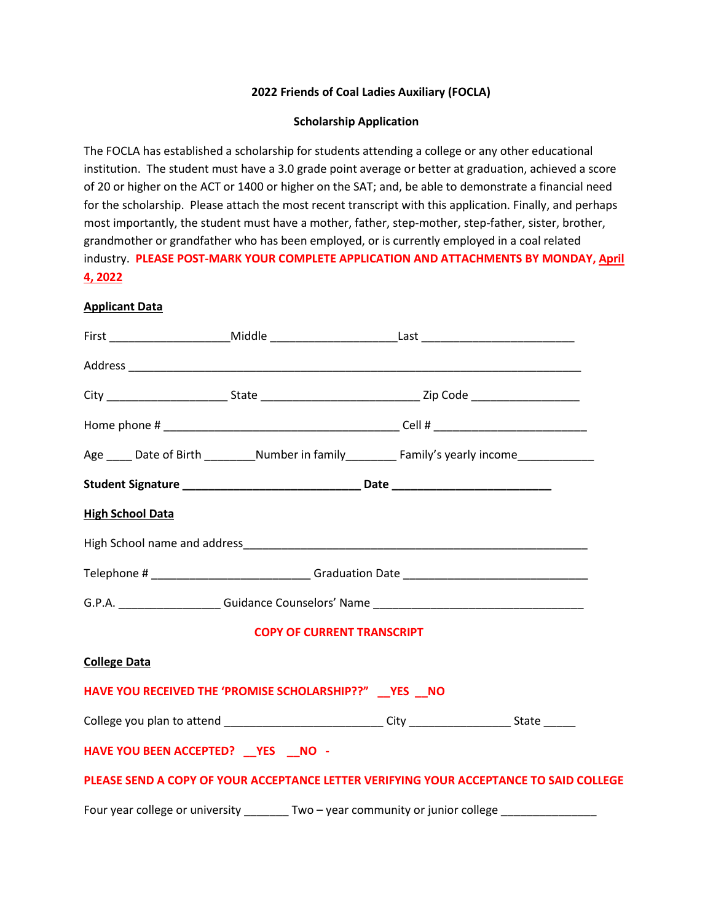**2022 Friends of Coal Ladies Auxiliary (FOCLA)**

**Scholarship Application**

The FOCLA has established a scholarship for students attending a college or any other educational institution. The student must have a 3.0 grade point average or better at graduation, achieved a score of 20 or higher on the ACT or 1400 or higher on the SAT; and, be able to demonstrate a financial need for the scholarship. Please attach the most recent transcript with this application. Finally, and perhaps most importantly, the student must have a mother, father, step-mother, step-father, sister, brother, grandmother or grandfather who has been employed, or is currently employed in a coal related industry. **PLEASE POST-MARK YOUR COMPLETE APPLICATION AND ATTACHMENTS BY MONDAY, April 4, 2022**

**Applicant Data**

First ___________________Middle ____________________Last ________________________

Address __________________________________________________________________________

City ___________________ State _________________________ Zip Code _________________

Home phone # _____________________________________ Cell # ________________________

Age ____ Date of Birth ________Number in family________ Family's yearly income____________

**Student Signature ____________________________ Date _________________________**

**High School Data**

High School name and address________________________________________________________

Telephone # _________________________ Graduation Date _____________________________

G.P.A. ________________ Guidance Counselors' Name _________________________________

**COPY OF CURRENT TRANSCRIPT**

**College Data**

**HAVE YOU RECEIVED THE 'PROMISE SCHOLARSHIP??" __YES __NO**

College you plan to attend _________________________ City ________________ State _____

**HAVE YOU BEEN ACCEPTED? __YES __NO -**

**PLEASE SEND A COPY OF YOUR ACCEPTANCE LETTER VERIFYING YOUR ACCEPTANCE TO SAID COLLEGE**

Four year college or university _______ Two – year community or junior college _______________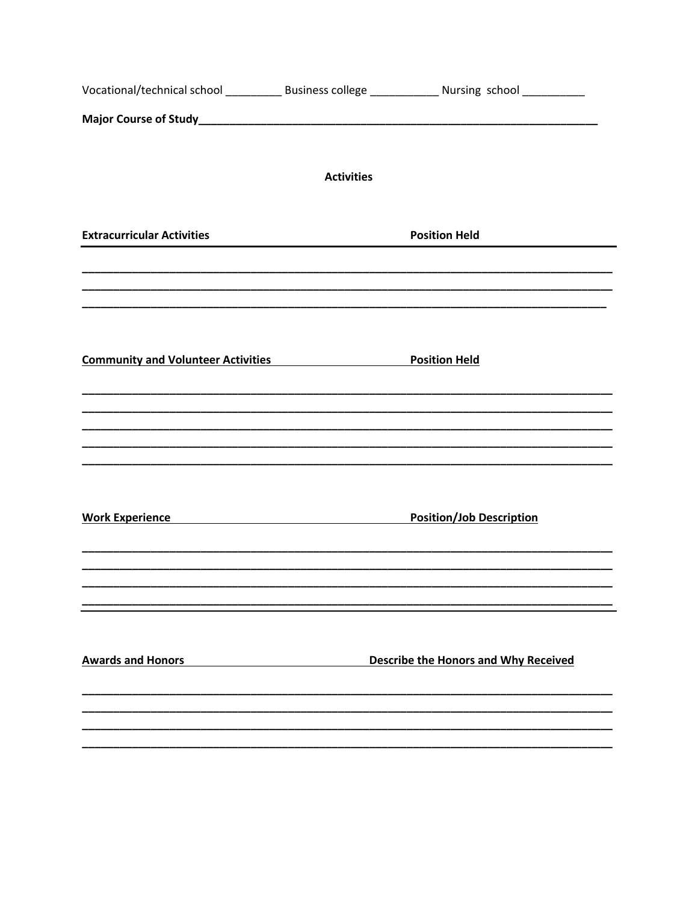Vocational/technical school _________ Business college ___________ Nursing school __________

**Major Course of Study**_________________________________________________________________

**Activities**

| **Extracurricular Activities** | **Position Held** |
|---|---|
| | |
| | |
| | |

| **Community and Volunteer Activities** | **Position Held** |
|---|---|
| | |
| | |
| | |
| | |
| | |

| **Work Experience** | **Position/Job Description** |
|---|---|
| | |
| | |
| | |
| | |

| **Awards and Honors** | **Describe the Honors and Why Received** |
|---|---|
| | |
| | |
| | |
| | |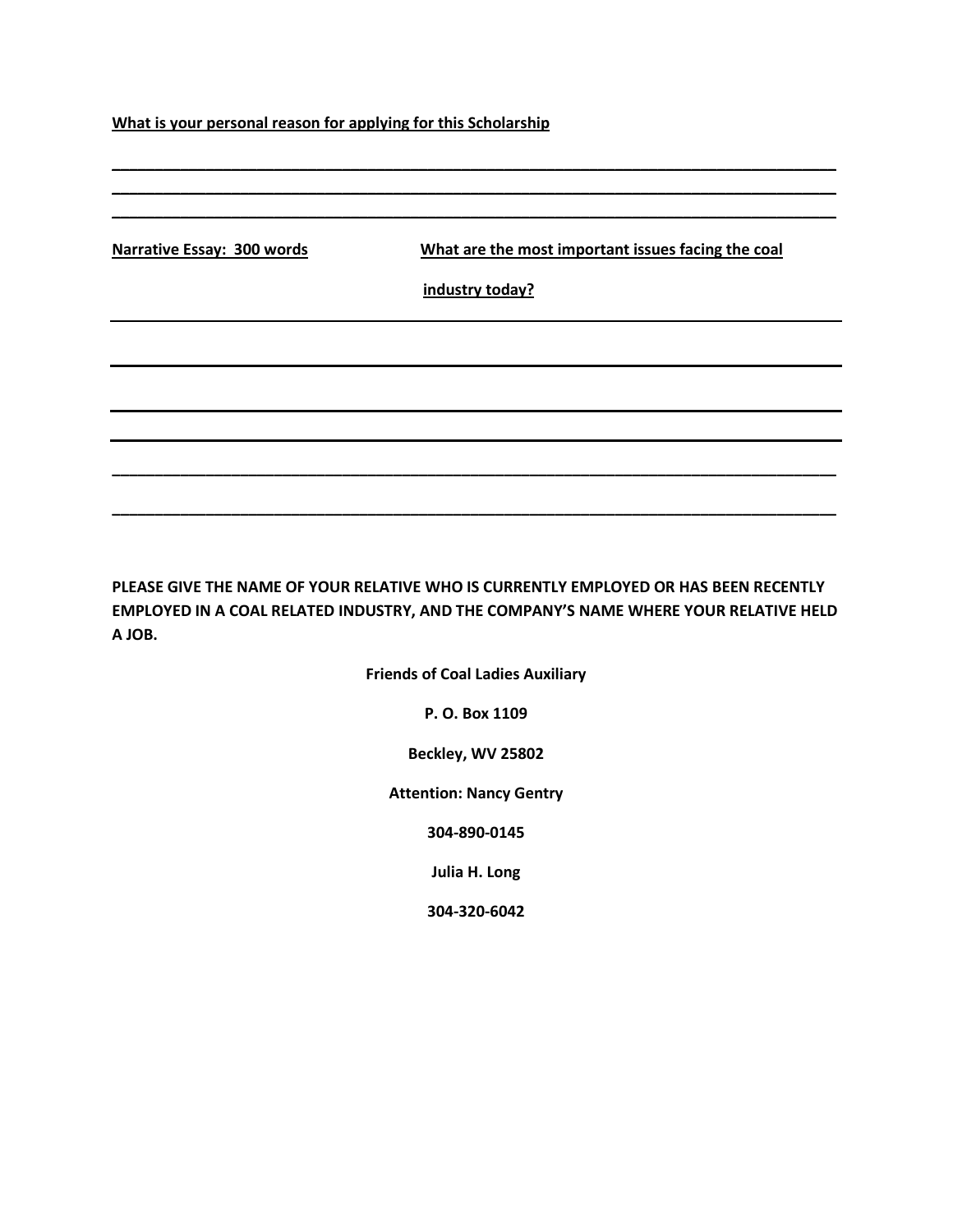**What is your personal reason for applying for this Scholarship**

\_\_\_\_\_\_\_\_\_\_\_\_\_\_\_\_\_\_\_\_\_\_\_\_\_\_\_\_\_\_\_\_\_\_\_\_\_\_\_\_\_\_\_\_\_\_\_\_\_\_\_\_\_\_\_\_\_\_\_\_\_\_\_\_\_\_\_\_\_\_\_\_\_\_\_\_

\_\_\_\_\_\_\_\_\_\_\_\_\_\_\_\_\_\_\_\_\_\_\_\_\_\_\_\_\_\_\_\_\_\_\_\_\_\_\_\_\_\_\_\_\_\_\_\_\_\_\_\_\_\_\_\_\_\_\_\_\_\_\_\_\_\_\_\_\_\_\_\_\_\_\_\_

\_\_\_\_\_\_\_\_\_\_\_\_\_\_\_\_\_\_\_\_\_\_\_\_\_\_\_\_\_\_\_\_\_\_\_\_\_\_\_\_\_\_\_\_\_\_\_\_\_\_\_\_\_\_\_\_\_\_\_\_\_\_\_\_\_\_\_\_\_\_\_\_\_\_\_\_

**Narrative Essay: 300 words** **What are the most important issues facing the coal industry today?**

\_\_\_\_\_\_\_\_\_\_\_\_\_\_\_\_\_\_\_\_\_\_\_\_\_\_\_\_\_\_\_\_\_\_\_\_\_\_\_\_\_\_\_\_\_\_\_\_\_\_\_\_\_\_\_\_\_\_\_\_\_\_\_\_\_\_\_\_\_\_\_\_\_\_\_\_

\_\_\_\_\_\_\_\_\_\_\_\_\_\_\_\_\_\_\_\_\_\_\_\_\_\_\_\_\_\_\_\_\_\_\_\_\_\_\_\_\_\_\_\_\_\_\_\_\_\_\_\_\_\_\_\_\_\_\_\_\_\_\_\_\_\_\_\_\_\_\_\_\_\_\_\_

\_\_\_\_\_\_\_\_\_\_\_\_\_\_\_\_\_\_\_\_\_\_\_\_\_\_\_\_\_\_\_\_\_\_\_\_\_\_\_\_\_\_\_\_\_\_\_\_\_\_\_\_\_\_\_\_\_\_\_\_\_\_\_\_\_\_\_\_\_\_\_\_\_\_\_\_

\_\_\_\_\_\_\_\_\_\_\_\_\_\_\_\_\_\_\_\_\_\_\_\_\_\_\_\_\_\_\_\_\_\_\_\_\_\_\_\_\_\_\_\_\_\_\_\_\_\_\_\_\_\_\_\_\_\_\_\_\_\_\_\_\_\_\_\_\_\_\_\_\_\_\_\_

\_\_\_\_\_\_\_\_\_\_\_\_\_\_\_\_\_\_\_\_\_\_\_\_\_\_\_\_\_\_\_\_\_\_\_\_\_\_\_\_\_\_\_\_\_\_\_\_\_\_\_\_\_\_\_\_\_\_\_\_\_\_\_\_\_\_\_\_\_\_\_\_\_\_\_\_

\_\_\_\_\_\_\_\_\_\_\_\_\_\_\_\_\_\_\_\_\_\_\_\_\_\_\_\_\_\_\_\_\_\_\_\_\_\_\_\_\_\_\_\_\_\_\_\_\_\_\_\_\_\_\_\_\_\_\_\_\_\_\_\_\_\_\_\_\_\_\_\_\_\_\_\_

**PLEASE GIVE THE NAME OF YOUR RELATIVE WHO IS CURRENTLY EMPLOYED OR HAS BEEN RECENTLY EMPLOYED IN A COAL RELATED INDUSTRY, AND THE COMPANY'S NAME WHERE YOUR RELATIVE HELD A JOB.**

**Friends of Coal Ladies Auxiliary**

**P. O. Box 1109**

**Beckley, WV 25802**

**Attention: Nancy Gentry**

**304-890-0145**

**Julia H. Long**

**304-320-6042**